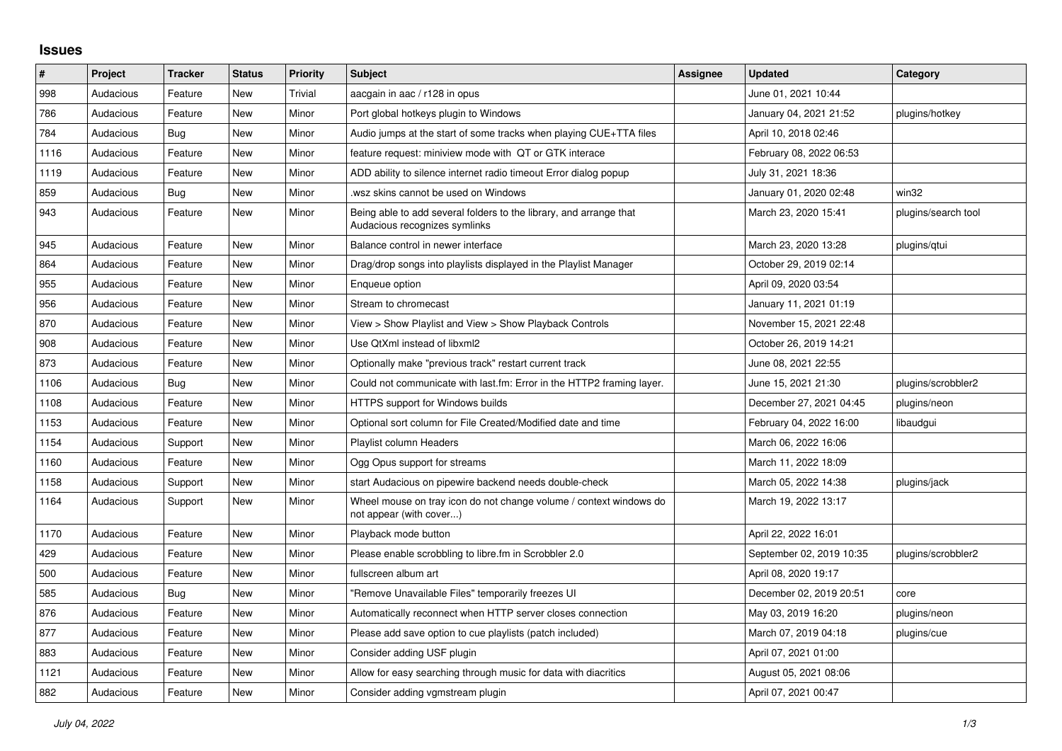## Issues

| # | Project | Tracker | Status | Priority | Subject | Assignee | Updated | Category |
|---|---|---|---|---|---|---|---|---|
| 998 | Audacious | Feature | New | Trivial | aacgain in aac / r128 in opus | | June 01, 2021 10:44 | |
| 786 | Audacious | Feature | New | Minor | Port global hotkeys plugin to Windows | | January 04, 2021 21:52 | plugins/hotkey |
| 784 | Audacious | Bug | New | Minor | Audio jumps at the start of some tracks when playing CUE+TTA files | | April 10, 2018 02:46 | |
| 1116 | Audacious | Feature | New | Minor | feature request: miniview mode with QT or GTK interace | | February 08, 2022 06:53 | |
| 1119 | Audacious | Feature | New | Minor | ADD ability to silence internet radio timeout Error dialog popup | | July 31, 2021 18:36 | |
| 859 | Audacious | Bug | New | Minor | .wsz skins cannot be used on Windows | | January 01, 2020 02:48 | win32 |
| 943 | Audacious | Feature | New | Minor | Being able to add several folders to the library, and arrange that Audacious recognizes symlinks | | March 23, 2020 15:41 | plugins/search tool |
| 945 | Audacious | Feature | New | Minor | Balance control in newer interface | | March 23, 2020 13:28 | plugins/qtui |
| 864 | Audacious | Feature | New | Minor | Drag/drop songs into playlists displayed in the Playlist Manager | | October 29, 2019 02:14 | |
| 955 | Audacious | Feature | New | Minor | Enqueue option | | April 09, 2020 03:54 | |
| 956 | Audacious | Feature | New | Minor | Stream to chromecast | | January 11, 2021 01:19 | |
| 870 | Audacious | Feature | New | Minor | View > Show Playlist and View > Show Playback Controls | | November 15, 2021 22:48 | |
| 908 | Audacious | Feature | New | Minor | Use QtXml instead of libxml2 | | October 26, 2019 14:21 | |
| 873 | Audacious | Feature | New | Minor | Optionally make "previous track" restart current track | | June 08, 2021 22:55 | |
| 1106 | Audacious | Bug | New | Minor | Could not communicate with last.fm: Error in the HTTP2 framing layer. | | June 15, 2021 21:30 | plugins/scrobbler2 |
| 1108 | Audacious | Feature | New | Minor | HTTPS support for Windows builds | | December 27, 2021 04:45 | plugins/neon |
| 1153 | Audacious | Feature | New | Minor | Optional sort column for File Created/Modified date and time | | February 04, 2022 16:00 | libaudgui |
| 1154 | Audacious | Support | New | Minor | Playlist column Headers | | March 06, 2022 16:06 | |
| 1160 | Audacious | Feature | New | Minor | Ogg Opus support for streams | | March 11, 2022 18:09 | |
| 1158 | Audacious | Support | New | Minor | start Audacious on pipewire backend needs double-check | | March 05, 2022 14:38 | plugins/jack |
| 1164 | Audacious | Support | New | Minor | Wheel mouse on tray icon do not change volume / context windows do not appear (with cover...) | | March 19, 2022 13:17 | |
| 1170 | Audacious | Feature | New | Minor | Playback mode button | | April 22, 2022 16:01 | |
| 429 | Audacious | Feature | New | Minor | Please enable scrobbling to libre.fm in Scrobbler 2.0 | | September 02, 2019 10:35 | plugins/scrobbler2 |
| 500 | Audacious | Feature | New | Minor | fullscreen album art | | April 08, 2020 19:17 | |
| 585 | Audacious | Bug | New | Minor | "Remove Unavailable Files" temporarily freezes UI | | December 02, 2019 20:51 | core |
| 876 | Audacious | Feature | New | Minor | Automatically reconnect when HTTP server closes connection | | May 03, 2019 16:20 | plugins/neon |
| 877 | Audacious | Feature | New | Minor | Please add save option to cue playlists (patch included) | | March 07, 2019 04:18 | plugins/cue |
| 883 | Audacious | Feature | New | Minor | Consider adding USF plugin | | April 07, 2021 01:00 | |
| 1121 | Audacious | Feature | New | Minor | Allow for easy searching through music for data with diacritics | | August 05, 2021 08:06 | |
| 882 | Audacious | Feature | New | Minor | Consider adding vgmstream plugin | | April 07, 2021 00:47 | |

*July 04, 2022*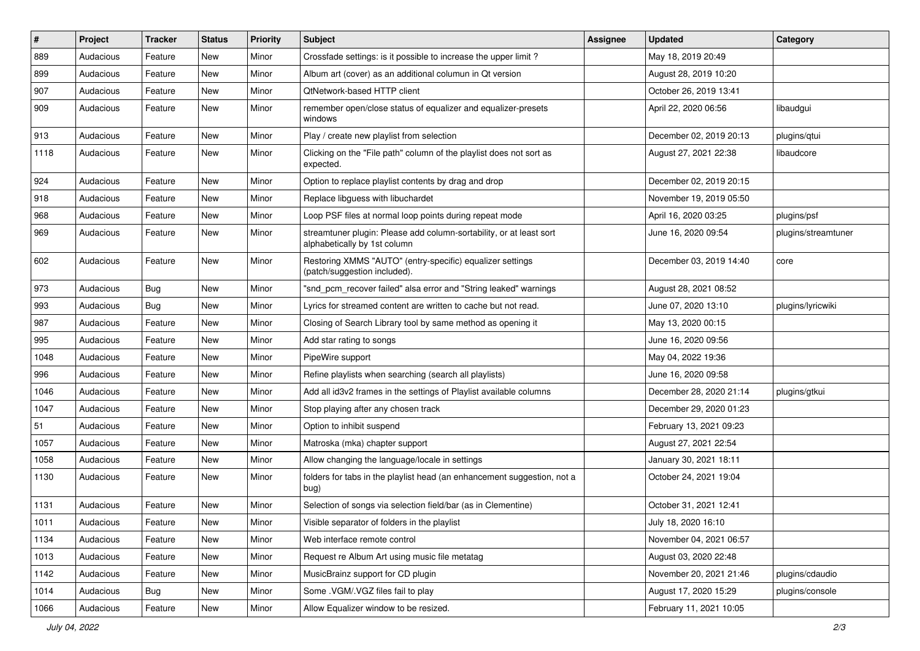| # | Project | Tracker | Status | Priority | Subject | Assignee | Updated | Category |
|---|---|---|---|---|---|---|---|---|
| 889 | Audacious | Feature | New | Minor | Crossfade settings: is it possible to increase the upper limit ? | | May 18, 2019 20:49 | |
| 899 | Audacious | Feature | New | Minor | Album art (cover) as an additional columun in Qt version | | August 28, 2019 10:20 | |
| 907 | Audacious | Feature | New | Minor | QtNetwork-based HTTP client | | October 26, 2019 13:41 | |
| 909 | Audacious | Feature | New | Minor | remember open/close status of equalizer and equalizer-presets windows | | April 22, 2020 06:56 | libaudgui |
| 913 | Audacious | Feature | New | Minor | Play / create new playlist from selection | | December 02, 2019 20:13 | plugins/qtui |
| 1118 | Audacious | Feature | New | Minor | Clicking on the "File path" column of the playlist does not sort as expected. | | August 27, 2021 22:38 | libaudcore |
| 924 | Audacious | Feature | New | Minor | Option to replace playlist contents by drag and drop | | December 02, 2019 20:15 | |
| 918 | Audacious | Feature | New | Minor | Replace libguess with libuchardet | | November 19, 2019 05:50 | |
| 968 | Audacious | Feature | New | Minor | Loop PSF files at normal loop points during repeat mode | | April 16, 2020 03:25 | plugins/psf |
| 969 | Audacious | Feature | New | Minor | streamtuner plugin: Please add column-sortability, or at least sort alphabetically by 1st column | | June 16, 2020 09:54 | plugins/streamtuner |
| 602 | Audacious | Feature | New | Minor | Restoring XMMS "AUTO" (entry-specific) equalizer settings (patch/suggestion included). | | December 03, 2019 14:40 | core |
| 973 | Audacious | Bug | New | Minor | "snd_pcm_recover failed" alsa error and "String leaked" warnings | | August 28, 2021 08:52 | |
| 993 | Audacious | Bug | New | Minor | Lyrics for streamed content are written to cache but not read. | | June 07, 2020 13:10 | plugins/lyricwiki |
| 987 | Audacious | Feature | New | Minor | Closing of Search Library tool by same method as opening it | | May 13, 2020 00:15 | |
| 995 | Audacious | Feature | New | Minor | Add star rating to songs | | June 16, 2020 09:56 | |
| 1048 | Audacious | Feature | New | Minor | PipeWire support | | May 04, 2022 19:36 | |
| 996 | Audacious | Feature | New | Minor | Refine playlists when searching (search all playlists) | | June 16, 2020 09:58 | |
| 1046 | Audacious | Feature | New | Minor | Add all id3v2 frames in the settings of Playlist available columns | | December 28, 2020 21:14 | plugins/gtkui |
| 1047 | Audacious | Feature | New | Minor | Stop playing after any chosen track | | December 29, 2020 01:23 | |
| 51 | Audacious | Feature | New | Minor | Option to inhibit suspend | | February 13, 2021 09:23 | |
| 1057 | Audacious | Feature | New | Minor | Matroska (mka) chapter support | | August 27, 2021 22:54 | |
| 1058 | Audacious | Feature | New | Minor | Allow changing the language/locale in settings | | January 30, 2021 18:11 | |
| 1130 | Audacious | Feature | New | Minor | folders for tabs in the playlist head (an enhancement suggestion, not a bug) | | October 24, 2021 19:04 | |
| 1131 | Audacious | Feature | New | Minor | Selection of songs via selection field/bar (as in Clementine) | | October 31, 2021 12:41 | |
| 1011 | Audacious | Feature | New | Minor | Visible separator of folders in the playlist | | July 18, 2020 16:10 | |
| 1134 | Audacious | Feature | New | Minor | Web interface remote control | | November 04, 2021 06:57 | |
| 1013 | Audacious | Feature | New | Minor | Request re Album Art using music file metatag | | August 03, 2020 22:48 | |
| 1142 | Audacious | Feature | New | Minor | MusicBrainz support for CD plugin | | November 20, 2021 21:46 | plugins/cdaudio |
| 1014 | Audacious | Bug | New | Minor | Some .VGM/.VGZ files fail to play | | August 17, 2020 15:29 | plugins/console |
| 1066 | Audacious | Feature | New | Minor | Allow Equalizer window to be resized. | | February 11, 2021 10:05 | |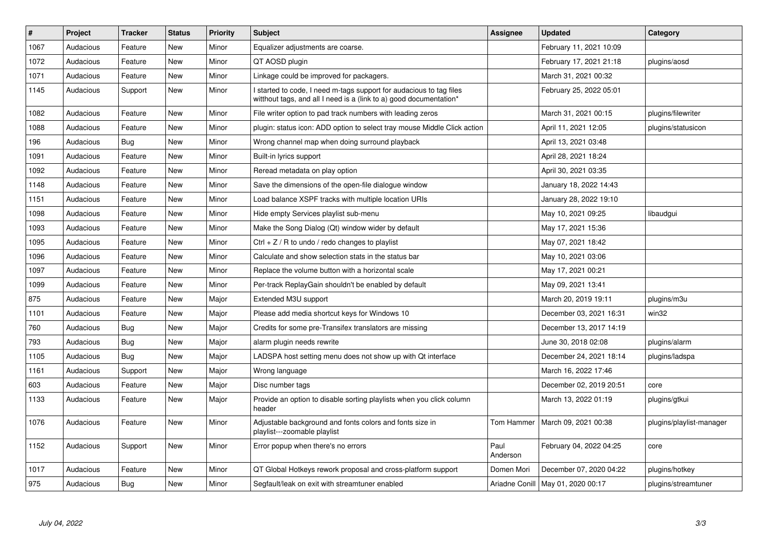| # | Project | Tracker | Status | Priority | Subject | Assignee | Updated | Category |
|---|---|---|---|---|---|---|---|---|
| 1067 | Audacious | Feature | New | Minor | Equalizer adjustments are coarse. | | February 11, 2021 10:09 | |
| 1072 | Audacious | Feature | New | Minor | QT AOSD plugin | | February 17, 2021 21:18 | plugins/aosd |
| 1071 | Audacious | Feature | New | Minor | Linkage could be improved for packagers. | | March 31, 2021 00:32 | |
| 1145 | Audacious | Support | New | Minor | I started to code, I need m-tags support for audacious to tag files witthout tags, and all I need is a (link to a) good documentation* | | February 25, 2022 05:01 | |
| 1082 | Audacious | Feature | New | Minor | File writer option to pad track numbers with leading zeros | | March 31, 2021 00:15 | plugins/filewriter |
| 1088 | Audacious | Feature | New | Minor | plugin: status icon: ADD option to select tray mouse Middle Click action | | April 11, 2021 12:05 | plugins/statusicon |
| 196 | Audacious | Bug | New | Minor | Wrong channel map when doing surround playback | | April 13, 2021 03:48 | |
| 1091 | Audacious | Feature | New | Minor | Built-in lyrics support | | April 28, 2021 18:24 | |
| 1092 | Audacious | Feature | New | Minor | Reread metadata on play option | | April 30, 2021 03:35 | |
| 1148 | Audacious | Feature | New | Minor | Save the dimensions of the open-file dialogue window | | January 18, 2022 14:43 | |
| 1151 | Audacious | Feature | New | Minor | Load balance XSPF tracks with multiple location URIs | | January 28, 2022 19:10 | |
| 1098 | Audacious | Feature | New | Minor | Hide empty Services playlist sub-menu | | May 10, 2021 09:25 | libaudgui |
| 1093 | Audacious | Feature | New | Minor | Make the Song Dialog (Qt) window wider by default | | May 17, 2021 15:36 | |
| 1095 | Audacious | Feature | New | Minor | Ctrl + Z / R to undo / redo changes to playlist | | May 07, 2021 18:42 | |
| 1096 | Audacious | Feature | New | Minor | Calculate and show selection stats in the status bar | | May 10, 2021 03:06 | |
| 1097 | Audacious | Feature | New | Minor | Replace the volume button with a horizontal scale | | May 17, 2021 00:21 | |
| 1099 | Audacious | Feature | New | Minor | Per-track ReplayGain shouldn't be enabled by default | | May 09, 2021 13:41 | |
| 875 | Audacious | Feature | New | Major | Extended M3U support | | March 20, 2019 19:11 | plugins/m3u |
| 1101 | Audacious | Feature | New | Major | Please add media shortcut keys for Windows 10 | | December 03, 2021 16:31 | win32 |
| 760 | Audacious | Bug | New | Major | Credits for some pre-Transifex translators are missing | | December 13, 2017 14:19 | |
| 793 | Audacious | Bug | New | Major | alarm plugin needs rewrite | | June 30, 2018 02:08 | plugins/alarm |
| 1105 | Audacious | Bug | New | Major | LADSPA host setting menu does not show up with Qt interface | | December 24, 2021 18:14 | plugins/ladspa |
| 1161 | Audacious | Support | New | Major | Wrong language | | March 16, 2022 17:46 | |
| 603 | Audacious | Feature | New | Major | Disc number tags | | December 02, 2019 20:51 | core |
| 1133 | Audacious | Feature | New | Major | Provide an option to disable sorting playlists when you click column header | | March 13, 2022 01:19 | plugins/gtkui |
| 1076 | Audacious | Feature | New | Minor | Adjustable background and fonts colors and fonts size in playlist---zoomable playlist | Tom Hammer | March 09, 2021 00:38 | plugins/playlist-manager |
| 1152 | Audacious | Support | New | Minor | Error popup when there's no errors | Paul Anderson | February 04, 2022 04:25 | core |
| 1017 | Audacious | Feature | New | Minor | QT Global Hotkeys rework proposal and cross-platform support | Domen Mori | December 07, 2020 04:22 | plugins/hotkey |
| 975 | Audacious | Bug | New | Minor | Segfault/leak on exit with streamtuner enabled | Ariadne Conill | May 01, 2020 00:17 | plugins/streamtuner |